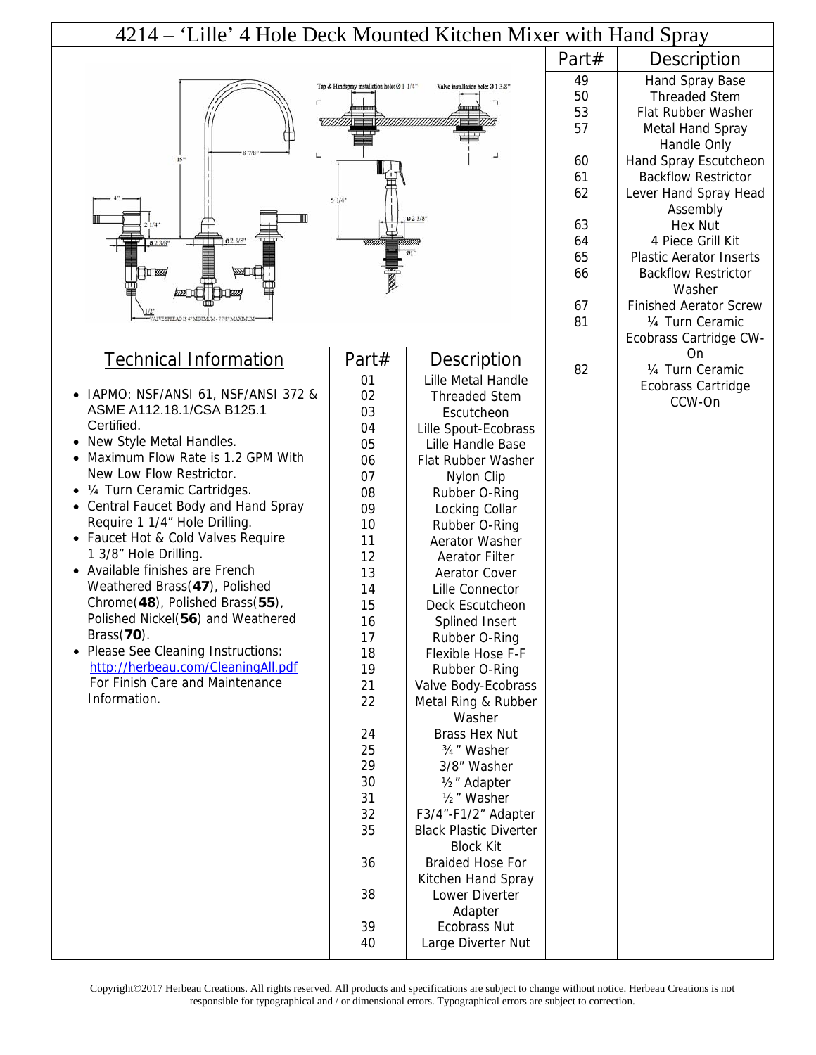# 4214 – 'Lille' 4 Hole Deck Mounted Kitchen Mixer with Hand Spray

Tap & Handspray installation hole: Ø 1 1/4"

Valve installation hole: Ø 1 3/8"

15"

8 7/8"

4"

2 1/4"

Ø 2 3/8"

Ø 2 3/8"

5 1/4"

Ø 2 3/8"

Ø1"

1/2"

VALVE SPREAD IS 4" MINIMUM - 7 7/8" MAXIMUM

| Part# | Description |
|---|---|
| 49 | Hand Spray Base |
| 50 | Threaded Stem |
| 53 | Flat Rubber Washer |
| 57 | Metal Hand Spray Handle Only |
| 60 | Hand Spray Escutcheon |
| 61 | Backflow Restrictor |
| 62 | Lever Hand Spray Head Assembly |
| 63 | Hex Nut |
| 64 | 4 Piece Grill Kit |
| 65 | Plastic Aerator Inserts |
| 66 | Backflow Restrictor Washer |
| 67 | Finished Aerator Screw |
| 81 | ¼ Turn Ceramic Ecobrass Cartridge CW-On |
| 82 | ¼ Turn Ceramic Ecobrass Cartridge CCW-On |

## Technical Information

- IAPMO: NSF/ANSI 61, NSF/ANSI 372 & ASME A112.18.1/CSA B125.1 Certified.
- New Style Metal Handles.
- Maximum Flow Rate is 1.2 GPM With New Low Flow Restrictor.
- ¼ Turn Ceramic Cartridges.
- Central Faucet Body and Hand Spray Require 1 1/4" Hole Drilling.
- Faucet Hot & Cold Valves Require 1 3/8" Hole Drilling.
- Available finishes are French Weathered Brass(**47**), Polished Chrome(**48**), Polished Brass(**55**), Polished Nickel(**56**) and Weathered Brass(**70**).
- Please See Cleaning Instructions: http://herbeau.com/CleaningAll.pdf For Finish Care and Maintenance Information.

| Part# | Description |
|---|---|
| 01 | Lille Metal Handle |
| 02 | Threaded Stem |
| 03 | Escutcheon |
| 04 | Lille Spout-Ecobrass |
| 05 | Lille Handle Base |
| 06 | Flat Rubber Washer |
| 07 | Nylon Clip |
| 08 | Rubber O-Ring |
| 09 | Locking Collar |
| 10 | Rubber O-Ring |
| 11 | Aerator Washer |
| 12 | Aerator Filter |
| 13 | Aerator Cover |
| 14 | Lille Connector |
| 15 | Deck Escutcheon |
| 16 | Splined Insert |
| 17 | Rubber O-Ring |
| 18 | Flexible Hose F-F |
| 19 | Rubber O-Ring |
| 21 | Valve Body-Ecobrass |
| 22 | Metal Ring & Rubber Washer |
| 24 | Brass Hex Nut |
| 25 | ¾" Washer |
| 29 | 3/8" Washer |
| 30 | ½" Adapter |
| 31 | ½" Washer |
| 32 | F3/4"-F1/2" Adapter |
| 35 | Black Plastic Diverter Block Kit |
| 36 | Braided Hose For Kitchen Hand Spray |
| 38 | Lower Diverter Adapter |
| 39 | Ecobrass Nut |
| 40 | Large Diverter Nut |

Copyright©2017 Herbeau Creations. All rights reserved. All products and specifications are subject to change without notice. Herbeau Creations is not responsible for typographical and / or dimensional errors. Typographical errors are subject to correction.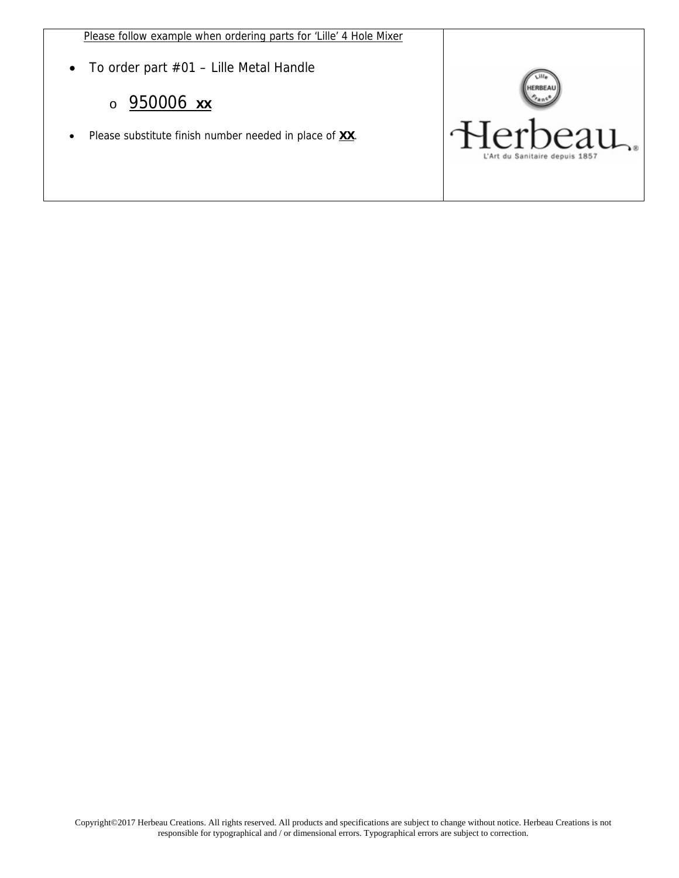Please follow example when ordering parts for 'Lille' 4 Hole Mixer

- To order part #01 – Lille Metal Handle
  - 950006 **XX**
- Please substitute finish number needed in place of **XX**.

Herbeau
L'Art du Sanitaire depuis 1857

Copyright©2017 Herbeau Creations. All rights reserved. All products and specifications are subject to change without notice. Herbeau Creations is not responsible for typographical and / or dimensional errors. Typographical errors are subject to correction.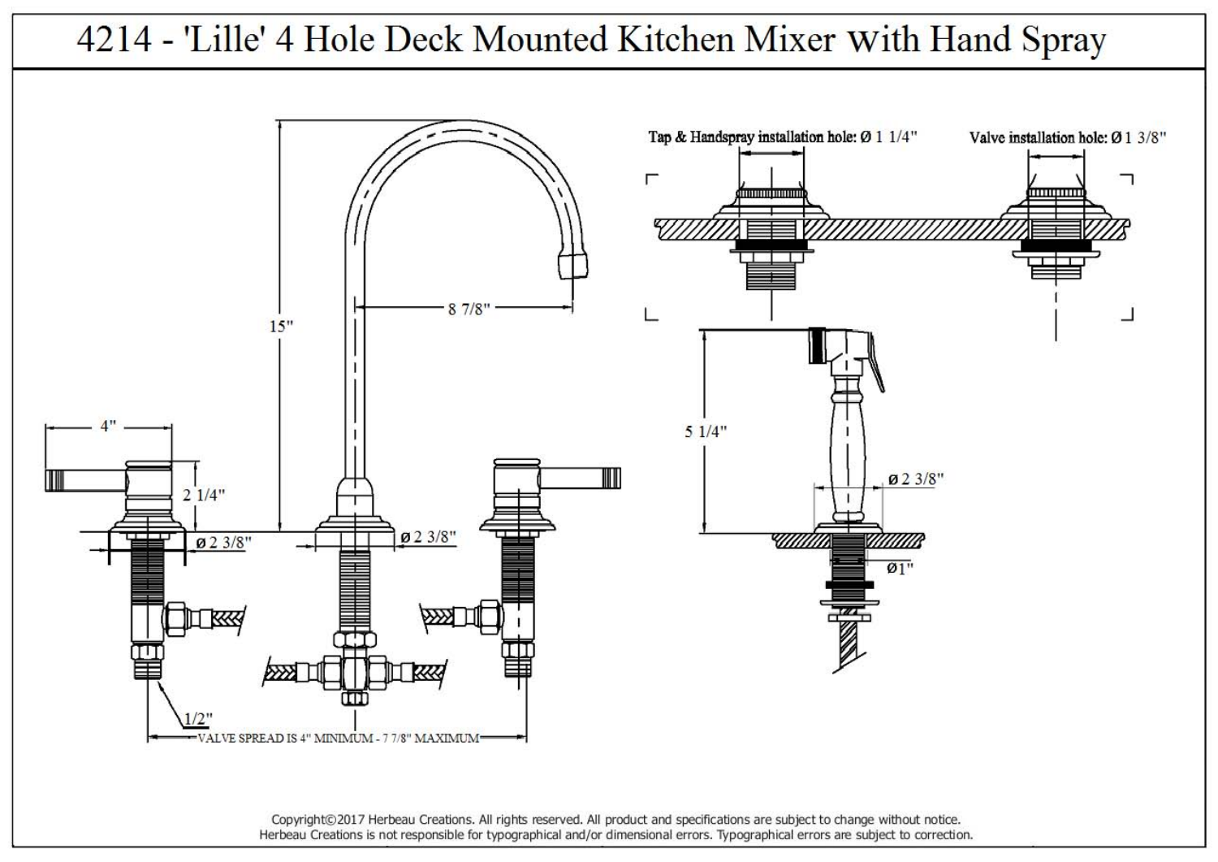# 4214 - 'Lille' 4 Hole Deck Mounted Kitchen Mixer With Hand Spray

Tap & Handspray installation hole: Ø 1 1/4"

Valve installation hole: Ø 1 3/8"

15"

8 7/8"

4"

2 1/4"

ø 2 3/8"

ø 2 3/8"

5 1/4"

ø 2 3/8"

Ø1"

1/2"

VALVE SPREAD IS 4" MINIMUM - 7 7/8" MAXIMUM

Copyright©2017 Herbeau Creations. All rights reserved. All product and specifications are subject to change without notice.
Herbeau Creations is not responsible for typographical and/or dimensional errors. Typographical errors are subject to correction.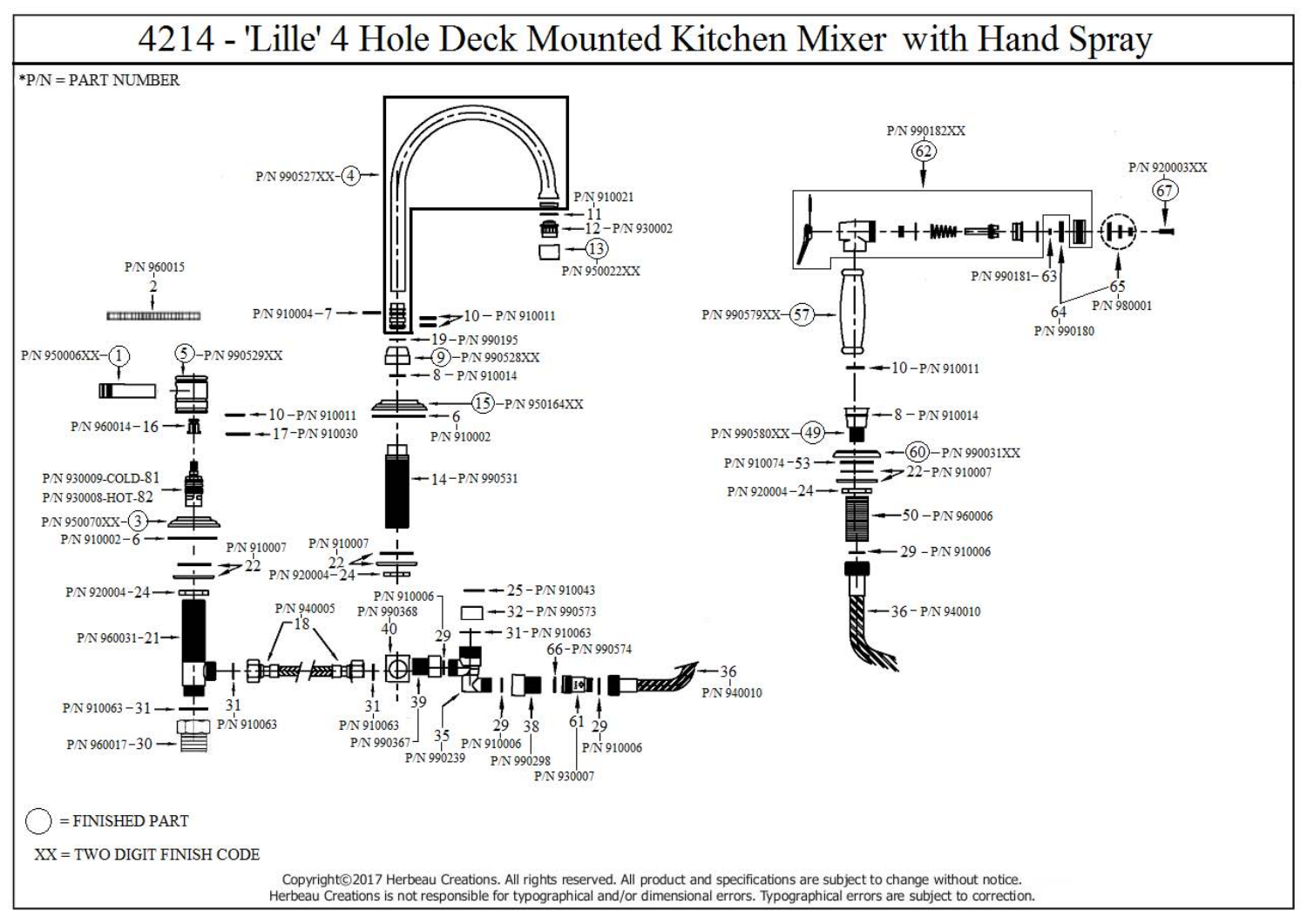# 4214 - 'Lille' 4 Hole Deck Mounted Kitchen Mixer with Hand Spray

*P/N = PART NUMBER

P/N 990527XX-4

P/N 910021 - 11

12 - P/N 930002

13 - P/N 950022XX

P/N 960015 - 2

P/N 910004 - 7

10 - P/N 910011

19 - P/N 990195

9 - P/N 990528XX

8 - P/N 910014

15 - P/N 950164XX

6 - P/N 910002

14 - P/N 990531

P/N 910007 - 22

P/N 920004 - 24

P/N 950006XX - 1

5 - P/N 990529XX

P/N 960014 - 16

10 - P/N 910011

17 - P/N 910030

P/N 930009-COLD-81

P/N 930008-HOT-82

P/N 950070XX - 3

P/N 910002 - 6

P/N 910007 - 22

P/N 920004 - 24

P/N 960031 - 21

P/N 910063 - 31

P/N 960017 - 30

P/N 940005 - 18

31 - P/N 910063

31 - P/N 910063

P/N 990368 - 40

39 - P/N 990367

P/N 910006 - 29

35 - P/N 990239

25 - P/N 910043

32 - P/N 990573

31 - P/N 910063

29 - P/N 910006

38 - P/N 990298

66 - P/N 990574

61 - P/N 930007

29 - P/N 910006

36 - P/N 940010

P/N 990182XX - 62

P/N 920003XX - 67

P/N 990181 - 63

64 - P/N 990180

65 - P/N 980001

P/N 990579XX - 57

10 - P/N 910011

8 - P/N 910014

P/N 990580XX - 49

60 - P/N 990031XX

P/N 910074 - 53

22 - P/N 910007

P/N 920004 - 24

50 - P/N 960006

29 - P/N 910006

36 - P/N 940010

◯ = FINISHED PART

XX = TWO DIGIT FINISH CODE

Copyright©2017 Herbeau Creations. All rights reserved. All product and specifications are subject to change without notice.
Herbeau Creations is not responsible for typographical and/or dimensional errors. Typographical errors are subject to correction.